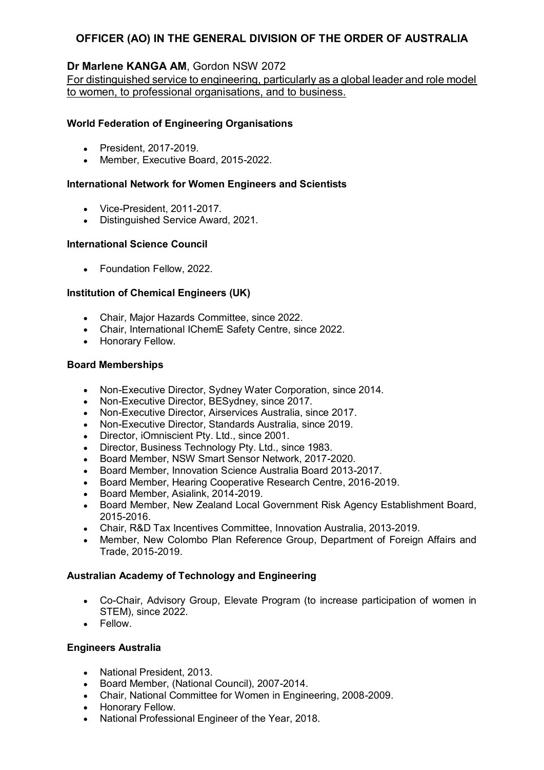# OFFICER (AO) IN THE GENERAL DIVISION OF THE ORDER OF AUSTRALIA

**Dr Marlene KANGA AM**, Gordon NSW 2072

For distinguished service to engineering, particularly as a global leader and role model to women, to professional organisations, and to business.

### World Federation of Engineering Organisations

- President, 2017-2019.
- Member, Executive Board, 2015-2022.

### International Network for Women Engineers and Scientists

- Vice-President, 2011-2017.
- Distinguished Service Award, 2021.

### International Science Council

- Foundation Fellow, 2022.

### Institution of Chemical Engineers (UK)

- Chair, Major Hazards Committee, since 2022.
- Chair, International IChemE Safety Centre, since 2022.
- Honorary Fellow.

### Board Memberships

- Non-Executive Director, Sydney Water Corporation, since 2014.
- Non-Executive Director, BESydney, since 2017.
- Non-Executive Director, Airservices Australia, since 2017.
- Non-Executive Director, Standards Australia, since 2019.
- Director, iOmniscient Pty. Ltd., since 2001.
- Director, Business Technology Pty. Ltd., since 1983.
- Board Member, NSW Smart Sensor Network, 2017-2020.
- Board Member, Innovation Science Australia Board 2013-2017.
- Board Member, Hearing Cooperative Research Centre, 2016-2019.
- Board Member, Asialink, 2014-2019.
- Board Member, New Zealand Local Government Risk Agency Establishment Board, 2015-2016.
- Chair, R&D Tax Incentives Committee, Innovation Australia, 2013-2019.
- Member, New Colombo Plan Reference Group, Department of Foreign Affairs and Trade, 2015-2019.

### Australian Academy of Technology and Engineering

- Co-Chair, Advisory Group, Elevate Program (to increase participation of women in STEM), since 2022.
- Fellow.

### Engineers Australia

- National President, 2013.
- Board Member, (National Council), 2007-2014.
- Chair, National Committee for Women in Engineering, 2008-2009.
- Honorary Fellow.
- National Professional Engineer of the Year, 2018.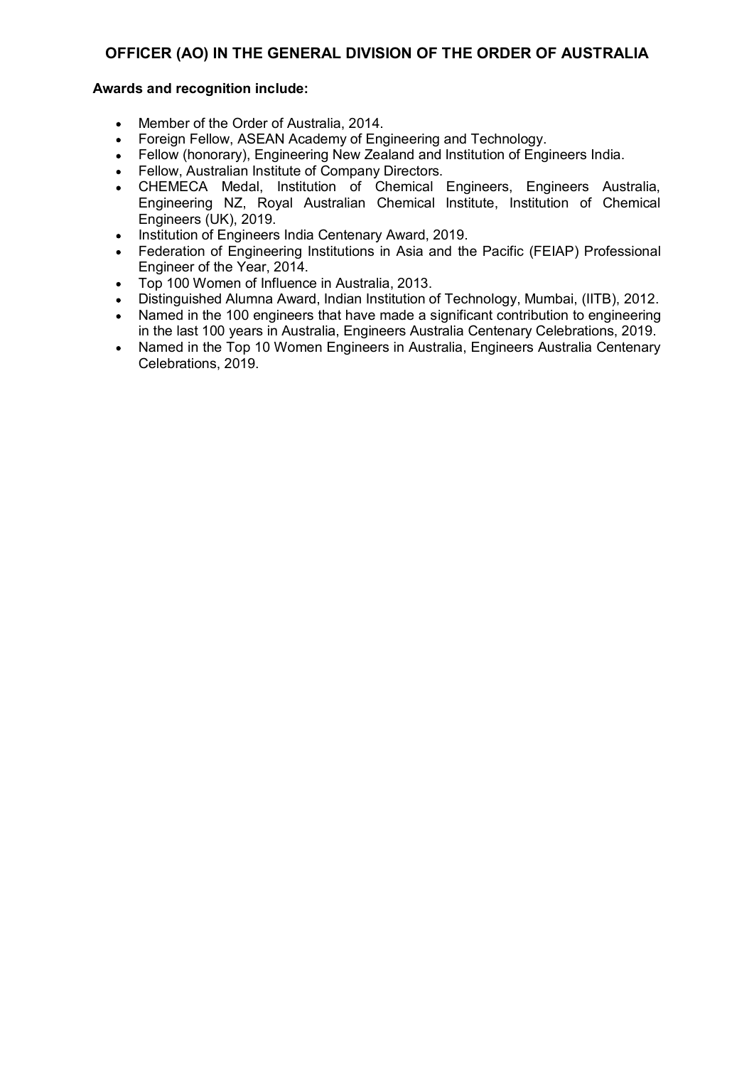# OFFICER (AO) IN THE GENERAL DIVISION OF THE ORDER OF AUSTRALIA

**Awards and recognition include:**

- Member of the Order of Australia, 2014.
- Foreign Fellow, ASEAN Academy of Engineering and Technology.
- Fellow (honorary), Engineering New Zealand and Institution of Engineers India.
- Fellow, Australian Institute of Company Directors.
- CHEMECA Medal, Institution of Chemical Engineers, Engineers Australia, Engineering NZ, Royal Australian Chemical Institute, Institution of Chemical Engineers (UK), 2019.
- Institution of Engineers India Centenary Award, 2019.
- Federation of Engineering Institutions in Asia and the Pacific (FEIAP) Professional Engineer of the Year, 2014.
- Top 100 Women of Influence in Australia, 2013.
- Distinguished Alumna Award, Indian Institution of Technology, Mumbai, (IITB), 2012.
- Named in the 100 engineers that have made a significant contribution to engineering in the last 100 years in Australia, Engineers Australia Centenary Celebrations, 2019.
- Named in the Top 10 Women Engineers in Australia, Engineers Australia Centenary Celebrations, 2019.